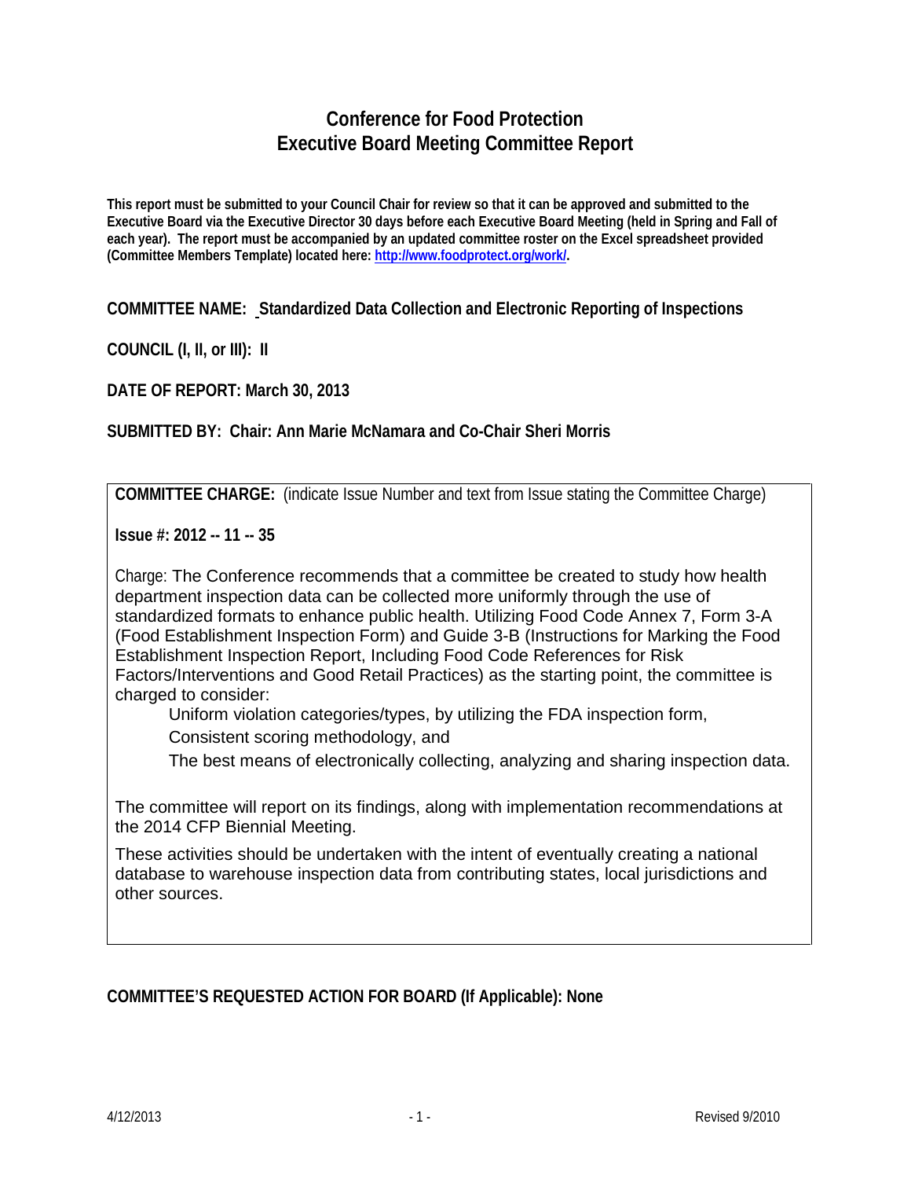# Conference for Food Protection
# Executive Board Meeting Committee Report

**This report must be submitted to your Council Chair for review so that it can be approved and submitted to the Executive Board via the Executive Director 30 days before each Executive Board Meeting (held in Spring and Fall of each year). The report must be accompanied by an updated committee roster on the Excel spreadsheet provided (Committee Members Template) located here: [http://www.foodprotect.org/work/](http://www.foodprotect.org/work/).**

**COMMITTEE NAME: Standardized Data Collection and Electronic Reporting of Inspections**

**COUNCIL (I, II, or III): II**

**DATE OF REPORT: March 30, 2013**

**SUBMITTED BY: Chair: Ann Marie McNamara and Co-Chair Sheri Morris**

**COMMITTEE CHARGE:** (indicate Issue Number and text from Issue stating the Committee Charge)

**Issue #: 2012 -- 11 -- 35**

Charge: The Conference recommends that a committee be created to study how health department inspection data can be collected more uniformly through the use of standardized formats to enhance public health. Utilizing Food Code Annex 7, Form 3-A (Food Establishment Inspection Form) and Guide 3-B (Instructions for Marking the Food Establishment Inspection Report, Including Food Code References for Risk Factors/Interventions and Good Retail Practices) as the starting point, the committee is charged to consider:

- Uniform violation categories/types, by utilizing the FDA inspection form,
- Consistent scoring methodology, and
- The best means of electronically collecting, analyzing and sharing inspection data.

The committee will report on its findings, along with implementation recommendations at the 2014 CFP Biennial Meeting.

These activities should be undertaken with the intent of eventually creating a national database to warehouse inspection data from contributing states, local jurisdictions and other sources.

**COMMITTEE'S REQUESTED ACTION FOR BOARD (If Applicable): None**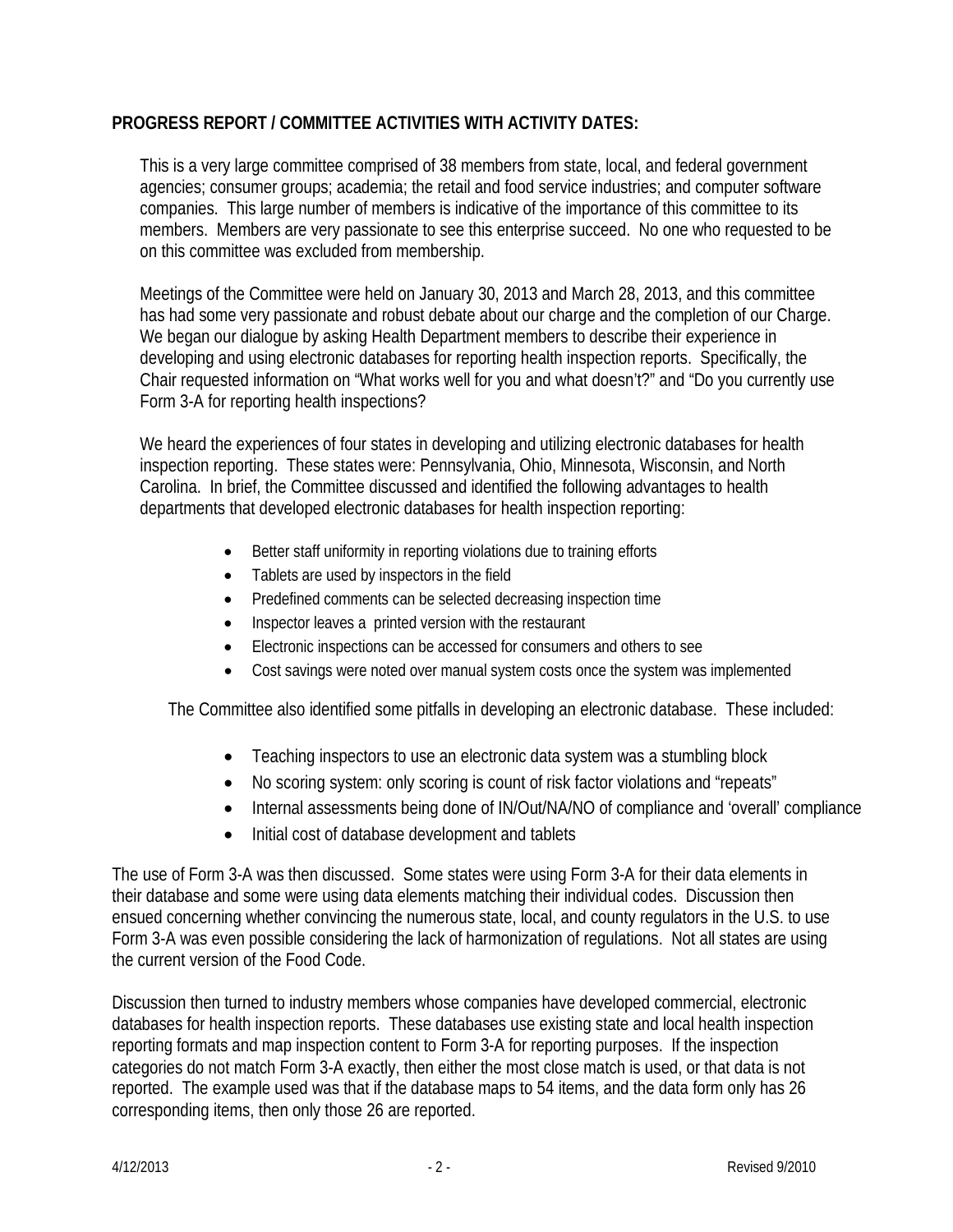**PROGRESS REPORT / COMMITTEE ACTIVITIES WITH ACTIVITY DATES:**

This is a very large committee comprised of 38 members from state, local, and federal government agencies; consumer groups; academia; the retail and food service industries; and computer software companies. This large number of members is indicative of the importance of this committee to its members. Members are very passionate to see this enterprise succeed. No one who requested to be on this committee was excluded from membership.

Meetings of the Committee were held on January 30, 2013 and March 28, 2013, and this committee has had some very passionate and robust debate about our charge and the completion of our Charge. We began our dialogue by asking Health Department members to describe their experience in developing and using electronic databases for reporting health inspection reports. Specifically, the Chair requested information on "What works well for you and what doesn't?" and "Do you currently use Form 3-A for reporting health inspections?

We heard the experiences of four states in developing and utilizing electronic databases for health inspection reporting. These states were: Pennsylvania, Ohio, Minnesota, Wisconsin, and North Carolina. In brief, the Committee discussed and identified the following advantages to health departments that developed electronic databases for health inspection reporting:

- Better staff uniformity in reporting violations due to training efforts
- Tablets are used by inspectors in the field
- Predefined comments can be selected decreasing inspection time
- Inspector leaves a printed version with the restaurant
- Electronic inspections can be accessed for consumers and others to see
- Cost savings were noted over manual system costs once the system was implemented

The Committee also identified some pitfalls in developing an electronic database. These included:

- Teaching inspectors to use an electronic data system was a stumbling block
- No scoring system: only scoring is count of risk factor violations and "repeats"
- Internal assessments being done of IN/Out/NA/NO of compliance and 'overall' compliance
- Initial cost of database development and tablets

The use of Form 3-A was then discussed. Some states were using Form 3-A for their data elements in their database and some were using data elements matching their individual codes. Discussion then ensued concerning whether convincing the numerous state, local, and county regulators in the U.S. to use Form 3-A was even possible considering the lack of harmonization of regulations. Not all states are using the current version of the Food Code.

Discussion then turned to industry members whose companies have developed commercial, electronic databases for health inspection reports. These databases use existing state and local health inspection reporting formats and map inspection content to Form 3-A for reporting purposes. If the inspection categories do not match Form 3-A exactly, then either the most close match is used, or that data is not reported. The example used was that if the database maps to 54 items, and the data form only has 26 corresponding items, then only those 26 are reported.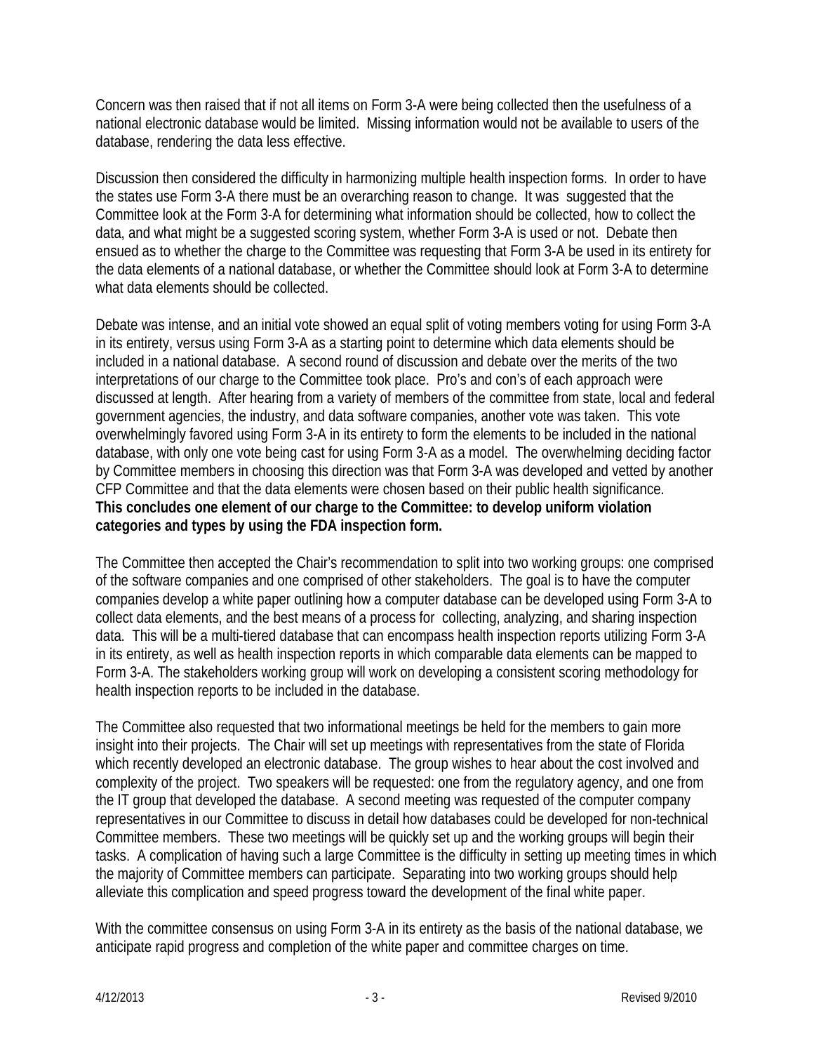Concern was then raised that if not all items on Form 3-A were being collected then the usefulness of a national electronic database would be limited. Missing information would not be available to users of the database, rendering the data less effective.

Discussion then considered the difficulty in harmonizing multiple health inspection forms. In order to have the states use Form 3-A there must be an overarching reason to change. It was suggested that the Committee look at the Form 3-A for determining what information should be collected, how to collect the data, and what might be a suggested scoring system, whether Form 3-A is used or not. Debate then ensued as to whether the charge to the Committee was requesting that Form 3-A be used in its entirety for the data elements of a national database, or whether the Committee should look at Form 3-A to determine what data elements should be collected.

Debate was intense, and an initial vote showed an equal split of voting members voting for using Form 3-A in its entirety, versus using Form 3-A as a starting point to determine which data elements should be included in a national database. A second round of discussion and debate over the merits of the two interpretations of our charge to the Committee took place. Pro's and con's of each approach were discussed at length. After hearing from a variety of members of the committee from state, local and federal government agencies, the industry, and data software companies, another vote was taken. This vote overwhelmingly favored using Form 3-A in its entirety to form the elements to be included in the national database, with only one vote being cast for using Form 3-A as a model. The overwhelming deciding factor by Committee members in choosing this direction was that Form 3-A was developed and vetted by another CFP Committee and that the data elements were chosen based on their public health significance. **This concludes one element of our charge to the Committee: to develop uniform violation categories and types by using the FDA inspection form.**

The Committee then accepted the Chair's recommendation to split into two working groups: one comprised of the software companies and one comprised of other stakeholders. The goal is to have the computer companies develop a white paper outlining how a computer database can be developed using Form 3-A to collect data elements, and the best means of a process for collecting, analyzing, and sharing inspection data. This will be a multi-tiered database that can encompass health inspection reports utilizing Form 3-A in its entirety, as well as health inspection reports in which comparable data elements can be mapped to Form 3-A. The stakeholders working group will work on developing a consistent scoring methodology for health inspection reports to be included in the database.

The Committee also requested that two informational meetings be held for the members to gain more insight into their projects. The Chair will set up meetings with representatives from the state of Florida which recently developed an electronic database. The group wishes to hear about the cost involved and complexity of the project. Two speakers will be requested: one from the regulatory agency, and one from the IT group that developed the database. A second meeting was requested of the computer company representatives in our Committee to discuss in detail how databases could be developed for non-technical Committee members. These two meetings will be quickly set up and the working groups will begin their tasks. A complication of having such a large Committee is the difficulty in setting up meeting times in which the majority of Committee members can participate. Separating into two working groups should help alleviate this complication and speed progress toward the development of the final white paper.

With the committee consensus on using Form 3-A in its entirety as the basis of the national database, we anticipate rapid progress and completion of the white paper and committee charges on time.